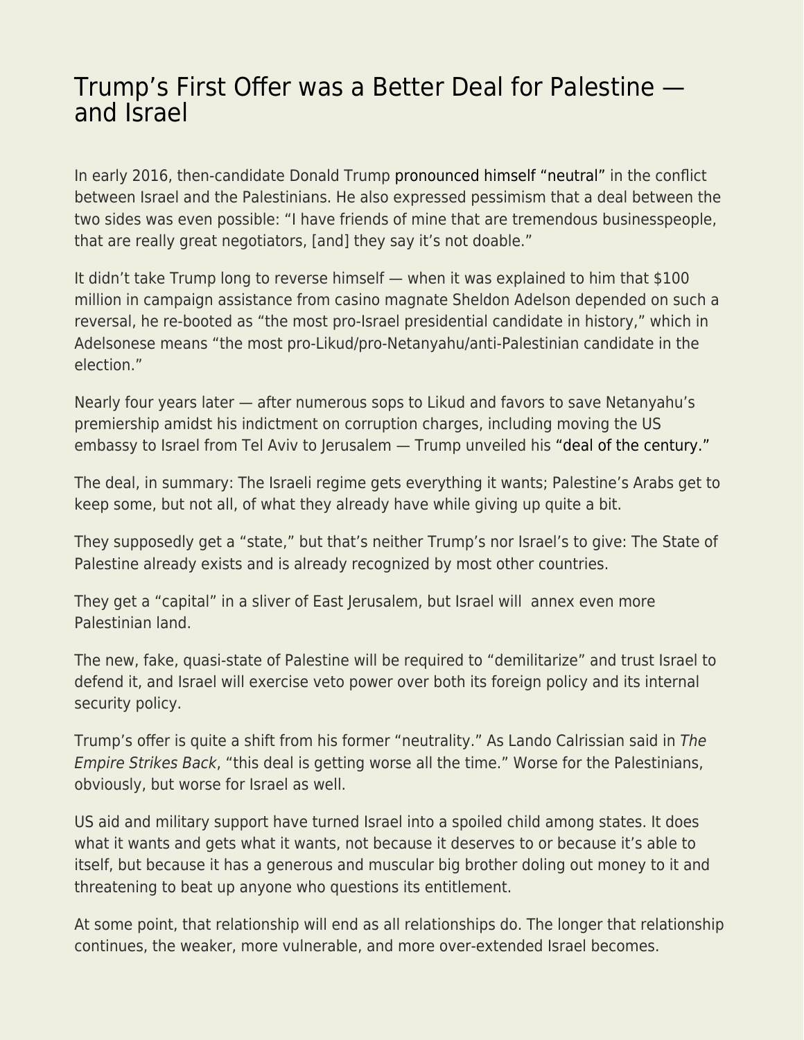# Trump's First Offer was a Better Deal for Palestine — and Israel

In early 2016, then-candidate Donald Trump pronounced himself "neutral" in the conflict between Israel and the Palestinians. He also expressed pessimism that a deal between the two sides was even possible: "I have friends of mine that are tremendous businesspeople, that are really great negotiators, [and] they say it's not doable."

It didn't take Trump long to reverse himself — when it was explained to him that $100 million in campaign assistance from casino magnate Sheldon Adelson depended on such a reversal, he re-booted as "the most pro-Israel presidential candidate in history," which in Adelsonese means "the most pro-Likud/pro-Netanyahu/anti-Palestinian candidate in the election."

Nearly four years later — after numerous sops to Likud and favors to save Netanyahu's premiership amidst his indictment on corruption charges, including moving the US embassy to Israel from Tel Aviv to Jerusalem — Trump unveiled his "deal of the century."

The deal, in summary: The Israeli regime gets everything it wants; Palestine's Arabs get to keep some, but not all, of what they already have while giving up quite a bit.

They supposedly get a "state," but that's neither Trump's nor Israel's to give: The State of Palestine already exists and is already recognized by most other countries.

They get a "capital" in a sliver of East Jerusalem, but Israel will annex even more Palestinian land.

The new, fake, quasi-state of Palestine will be required to "demilitarize" and trust Israel to defend it, and Israel will exercise veto power over both its foreign policy and its internal security policy.

Trump's offer is quite a shift from his former "neutrality." As Lando Calrissian said in *The Empire Strikes Back*, "this deal is getting worse all the time." Worse for the Palestinians, obviously, but worse for Israel as well.

US aid and military support have turned Israel into a spoiled child among states. It does what it wants and gets what it wants, not because it deserves to or because it's able to itself, but because it has a generous and muscular big brother doling out money to it and threatening to beat up anyone who questions its entitlement.

At some point, that relationship will end as all relationships do. The longer that relationship continues, the weaker, more vulnerable, and more over-extended Israel becomes.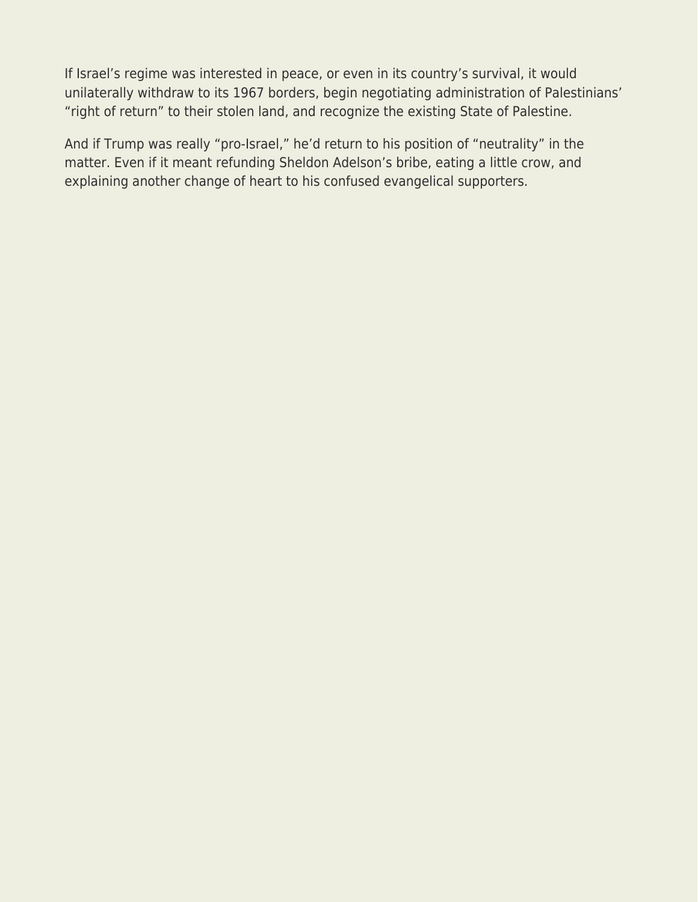If Israel's regime was interested in peace, or even in its country's survival, it would unilaterally withdraw to its 1967 borders, begin negotiating administration of Palestinians' "right of return" to their stolen land, and recognize the existing State of Palestine.

And if Trump was really "pro-Israel," he'd return to his position of "neutrality" in the matter. Even if it meant refunding Sheldon Adelson's bribe, eating a little crow, and explaining another change of heart to his confused evangelical supporters.